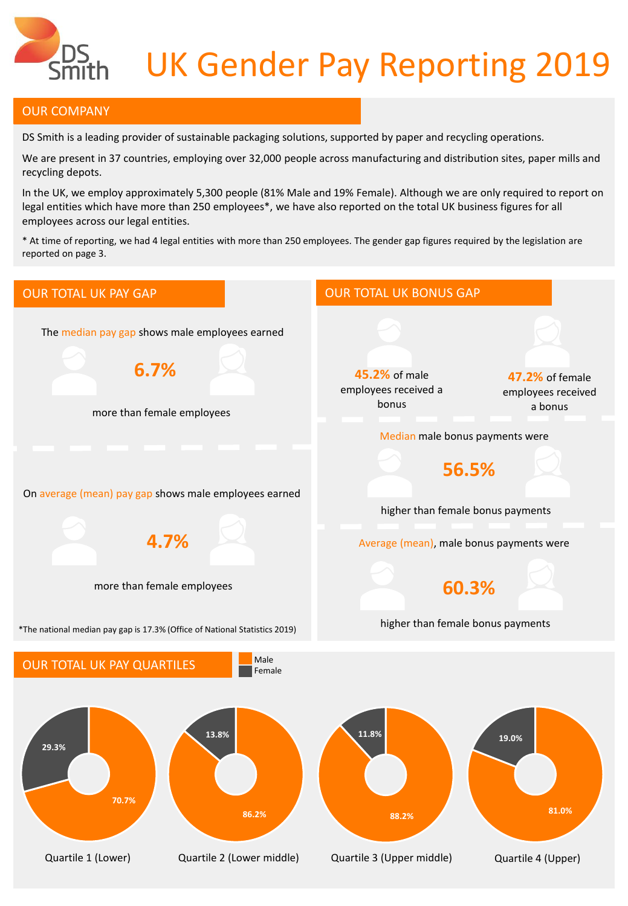# UK Gender Pay Reporting 2019

## OUR COMPANY

DS Smith is a leading provider of sustainable packaging solutions, supported by paper and recycling operations.

We are present in 37 countries, employing over 32,000 people across manufacturing and distribution sites, paper mills and recycling depots.

In the UK, we employ approximately 5,300 people (81% Male and 19% Female). Although we are only required to report on legal entities which have more than 250 employees*, we have also reported on the total UK business figures for all employees across our legal entities.

* At time of reporting, we had 4 legal entities with more than 250 employees. The gender gap figures required by the legislation are reported on page 3.

## OUR TOTAL UK PAY GAP

The median pay gap shows male employees earned

**6.7%**

more than female employees

On average (mean) pay gap shows male employees earned

**4.7%**

more than female employees

*The national median pay gap is 17.3% (Office of National Statistics 2019)

## OUR TOTAL UK BONUS GAP

**45.2%** of male employees received a bonus

**47.2%** of female employees received a bonus

Median male bonus payments were

**56.5%**

higher than female bonus payments

Average (mean), male bonus payments were

**60.3%**

higher than female bonus payments

## OUR TOTAL UK PAY QUARTILES

| Quartile | Male | Female |
|---|---|---|
| Quartile 1 (Lower) | 70.7% | 29.3% |
| Quartile 2 (Lower middle) | 86.2% | 13.8% |
| Quartile 3 (Upper middle) | 88.2% | 11.8% |
| Quartile 4 (Upper) | 81.0% | 19.0% |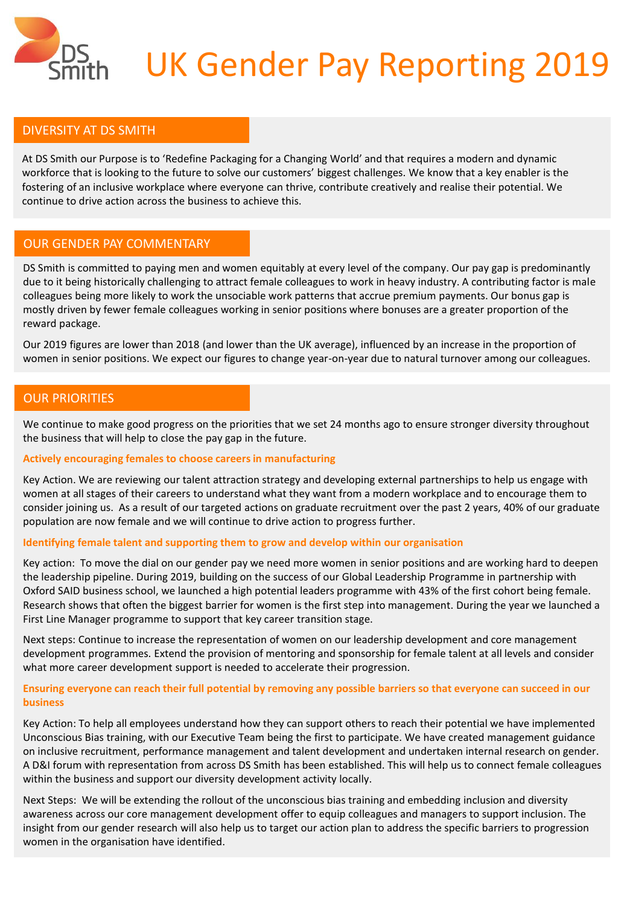# UK Gender Pay Reporting 2019

## DIVERSITY AT DS SMITH

At DS Smith our Purpose is to 'Redefine Packaging for a Changing World' and that requires a modern and dynamic workforce that is looking to the future to solve our customers' biggest challenges. We know that a key enabler is the fostering of an inclusive workplace where everyone can thrive, contribute creatively and realise their potential. We continue to drive action across the business to achieve this.

## OUR GENDER PAY COMMENTARY

DS Smith is committed to paying men and women equitably at every level of the company. Our pay gap is predominantly due to it being historically challenging to attract female colleagues to work in heavy industry. A contributing factor is male colleagues being more likely to work the unsociable work patterns that accrue premium payments. Our bonus gap is mostly driven by fewer female colleagues working in senior positions where bonuses are a greater proportion of the reward package.

Our 2019 figures are lower than 2018 (and lower than the UK average), influenced by an increase in the proportion of women in senior positions. We expect our figures to change year-on-year due to natural turnover among our colleagues.

## OUR PRIORITIES

We continue to make good progress on the priorities that we set 24 months ago to ensure stronger diversity throughout the business that will help to close the pay gap in the future.

### Actively encouraging females to choose careers in manufacturing

Key Action. We are reviewing our talent attraction strategy and developing external partnerships to help us engage with women at all stages of their careers to understand what they want from a modern workplace and to encourage them to consider joining us. As a result of our targeted actions on graduate recruitment over the past 2 years, 40% of our graduate population are now female and we will continue to drive action to progress further.

### Identifying female talent and supporting them to grow and develop within our organisation

Key action: To move the dial on our gender pay we need more women in senior positions and are working hard to deepen the leadership pipeline. During 2019, building on the success of our Global Leadership Programme in partnership with Oxford SAID business school, we launched a high potential leaders programme with 43% of the first cohort being female. Research shows that often the biggest barrier for women is the first step into management. During the year we launched a First Line Manager programme to support that key career transition stage.

Next steps: Continue to increase the representation of women on our leadership development and core management development programmes. Extend the provision of mentoring and sponsorship for female talent at all levels and consider what more career development support is needed to accelerate their progression.

### Ensuring everyone can reach their full potential by removing any possible barriers so that everyone can succeed in our business

Key Action: To help all employees understand how they can support others to reach their potential we have implemented Unconscious Bias training, with our Executive Team being the first to participate. We have created management guidance on inclusive recruitment, performance management and talent development and undertaken internal research on gender. A D&I forum with representation from across DS Smith has been established. This will help us to connect female colleagues within the business and support our diversity development activity locally.

Next Steps: We will be extending the rollout of the unconscious bias training and embedding inclusion and diversity awareness across our core management development offer to equip colleagues and managers to support inclusion. The insight from our gender research will also help us to target our action plan to address the specific barriers to progression women in the organisation have identified.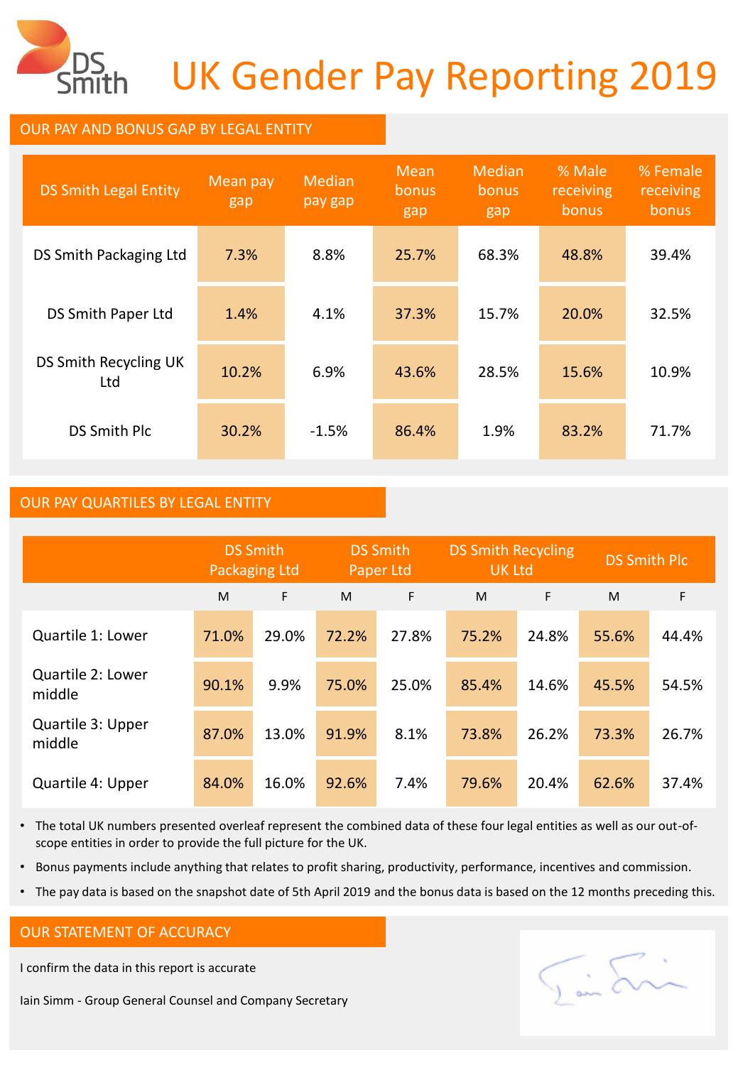# UK Gender Pay Reporting 2019

## OUR PAY AND BONUS GAP BY LEGAL ENTITY

| DS Smith Legal Entity | Mean pay gap | Median pay gap | Mean bonus gap | Median bonus gap | % Male receiving bonus | % Female receiving bonus |
|---|---|---|---|---|---|---|
| DS Smith Packaging Ltd | 7.3% | 8.8% | 25.7% | 68.3% | 48.8% | 39.4% |
| DS Smith Paper Ltd | 1.4% | 4.1% | 37.3% | 15.7% | 20.0% | 32.5% |
| DS Smith Recycling UK Ltd | 10.2% | 6.9% | 43.6% | 28.5% | 15.6% | 10.9% |
| DS Smith Plc | 30.2% | -1.5% | 86.4% | 1.9% | 83.2% | 71.7% |

## OUR PAY QUARTILES BY LEGAL ENTITY

| | DS Smith Packaging Ltd | | DS Smith Paper Ltd | | DS Smith Recycling UK Ltd | | DS Smith Plc | |
|---|---|---|---|---|---|---|---|---|
| | M | F | M | F | M | F | M | F |
| Quartile 1: Lower | 71.0% | 29.0% | 72.2% | 27.8% | 75.2% | 24.8% | 55.6% | 44.4% |
| Quartile 2: Lower middle | 90.1% | 9.9% | 75.0% | 25.0% | 85.4% | 14.6% | 45.5% | 54.5% |
| Quartile 3: Upper middle | 87.0% | 13.0% | 91.9% | 8.1% | 73.8% | 26.2% | 73.3% | 26.7% |
| Quartile 4: Upper | 84.0% | 16.0% | 92.6% | 7.4% | 79.6% | 20.4% | 62.6% | 37.4% |

- The total UK numbers presented overleaf represent the combined data of these four legal entities as well as our out-of-scope entities in order to provide the full picture for the UK.
- Bonus payments include anything that relates to profit sharing, productivity, performance, incentives and commission.
- The pay data is based on the snapshot date of 5th April 2019 and the bonus data is based on the 12 months preceding this.

## OUR STATEMENT OF ACCURACY

I confirm the data in this report is accurate

Iain Simm - Group General Counsel and Company Secretary